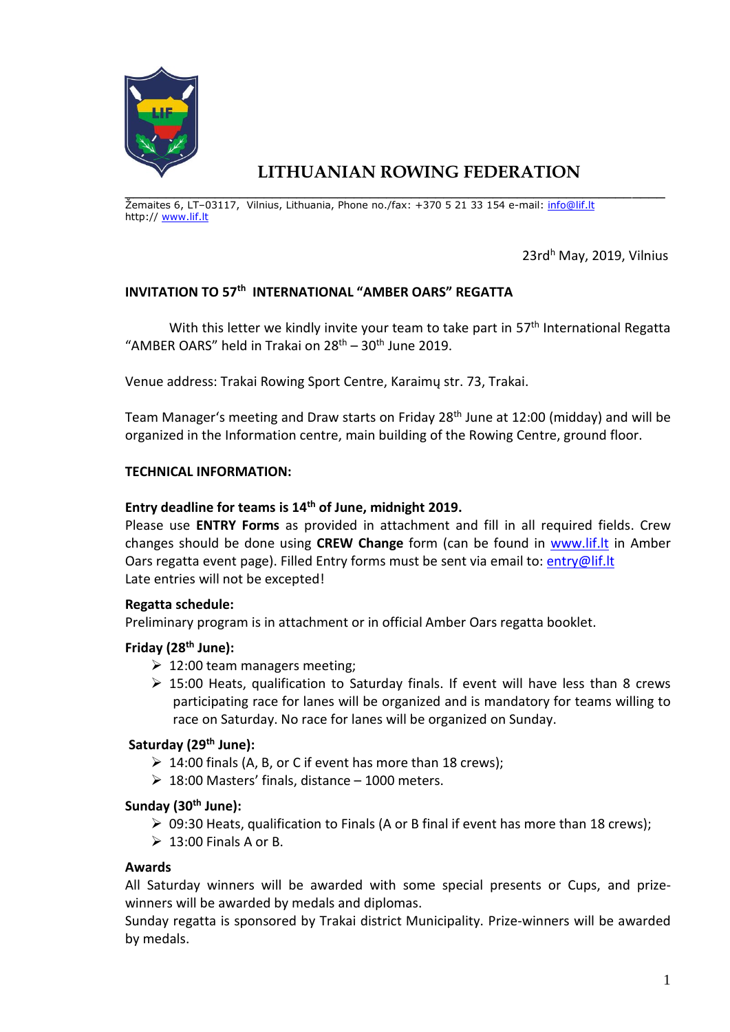# LITHUANIAN ROWING FEDERATION

Žemaites 6, LT–03117, Vilnius, Lithuania, Phone no./fax: +370 5 21 33 154 e-mail: info@lif.lt
http:// www.lif.lt

23rdh May, 2019, Vilnius

**INVITATION TO 57th INTERNATIONAL "AMBER OARS" REGATTA**

With this letter we kindly invite your team to take part in 57th International Regatta "AMBER OARS" held in Trakai on 28th – 30th June 2019.

Venue address: Trakai Rowing Sport Centre, Karaimų str. 73, Trakai.

Team Manager's meeting and Draw starts on Friday 28th June at 12:00 (midday) and will be organized in the Information centre, main building of the Rowing Centre, ground floor.

**TECHNICAL INFORMATION:**

**Entry deadline for teams is 14th of June, midnight 2019.**

Please use **ENTRY Forms** as provided in attachment and fill in all required fields. Crew changes should be done using **CREW Change** form (can be found in www.lif.lt in Amber Oars regatta event page). Filled Entry forms must be sent via email to: entry@lif.lt

Late entries will not be excepted!

**Regatta schedule:**

Preliminary program is in attachment or in official Amber Oars regatta booklet.

**Friday (28th June):**

- 12:00 team managers meeting;
- 15:00 Heats, qualification to Saturday finals. If event will have less than 8 crews participating race for lanes will be organized and is mandatory for teams willing to race on Saturday. No race for lanes will be organized on Sunday.

**Saturday (29th June):**

- 14:00 finals (A, B, or C if event has more than 18 crews);
- 18:00 Masters' finals, distance – 1000 meters.

**Sunday (30th June):**

- 09:30 Heats, qualification to Finals (A or B final if event has more than 18 crews);
- 13:00 Finals A or B.

**Awards**

All Saturday winners will be awarded with some special presents or Cups, and prize-winners will be awarded by medals and diplomas.

Sunday regatta is sponsored by Trakai district Municipality. Prize-winners will be awarded by medals.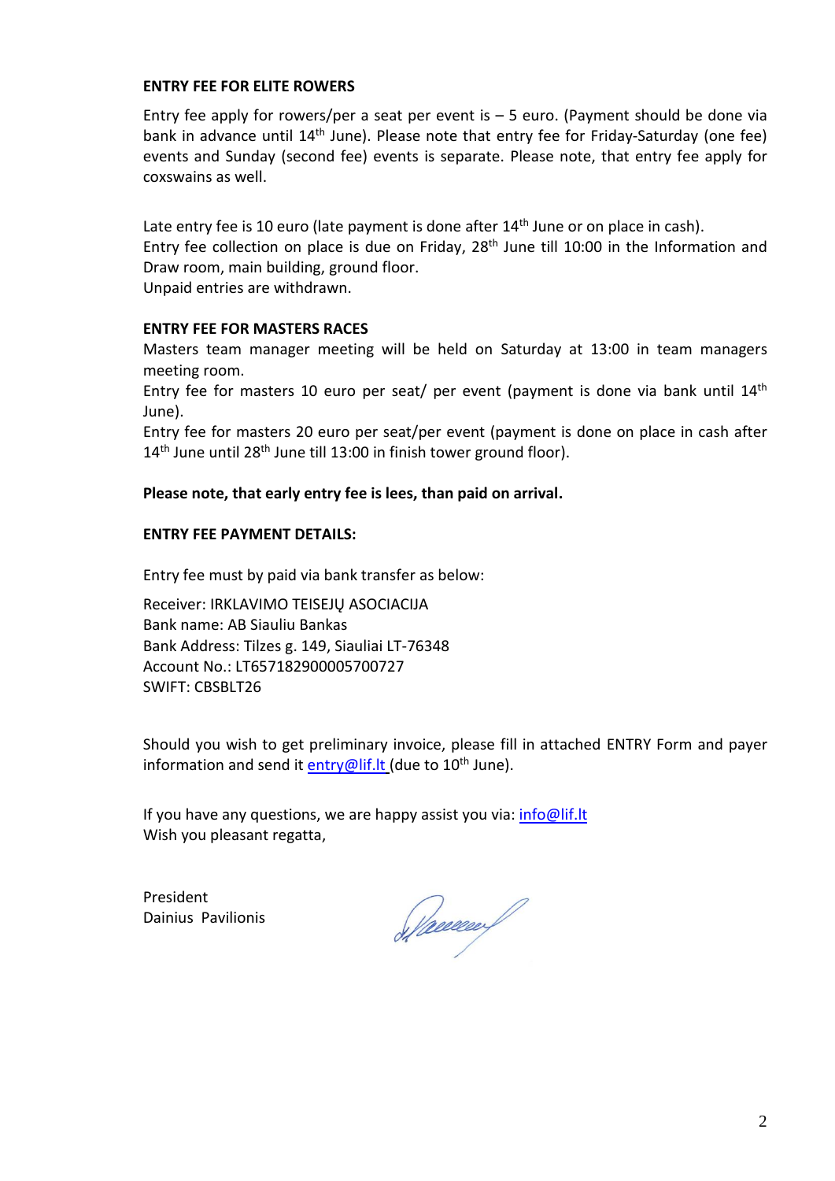**ENTRY FEE FOR ELITE ROWERS**

Entry fee apply for rowers/per a seat per event is – 5 euro. (Payment should be done via bank in advance until 14th June). Please note that entry fee for Friday-Saturday (one fee) events and Sunday (second fee) events is separate. Please note, that entry fee apply for coxswains as well.

Late entry fee is 10 euro (late payment is done after 14th June or on place in cash).
Entry fee collection on place is due on Friday, 28th June till 10:00 in the Information and Draw room, main building, ground floor.
Unpaid entries are withdrawn.

**ENTRY FEE FOR MASTERS RACES**

Masters team manager meeting will be held on Saturday at 13:00 in team managers meeting room.
Entry fee for masters 10 euro per seat/ per event (payment is done via bank until 14th June).
Entry fee for masters 20 euro per seat/per event (payment is done on place in cash after 14th June until 28th June till 13:00 in finish tower ground floor).

**Please note, that early entry fee is lees, than paid on arrival.**

**ENTRY FEE PAYMENT DETAILS:**

Entry fee must by paid via bank transfer as below:

Receiver: IRKLAVIMO TEISEJŲ ASOCIACIJA
Bank name: AB Siauliu Bankas
Bank Address: Tilzes g. 149, Siauliai LT-76348
Account No.: LT657182900005700727
SWIFT: CBSBLT26

Should you wish to get preliminary invoice, please fill in attached ENTRY Form and payer information and send it entry@lif.lt (due to 10th June).

If you have any questions, we are happy assist you via: info@lif.lt
Wish you pleasant regatta,

President
Dainius Pavilionis